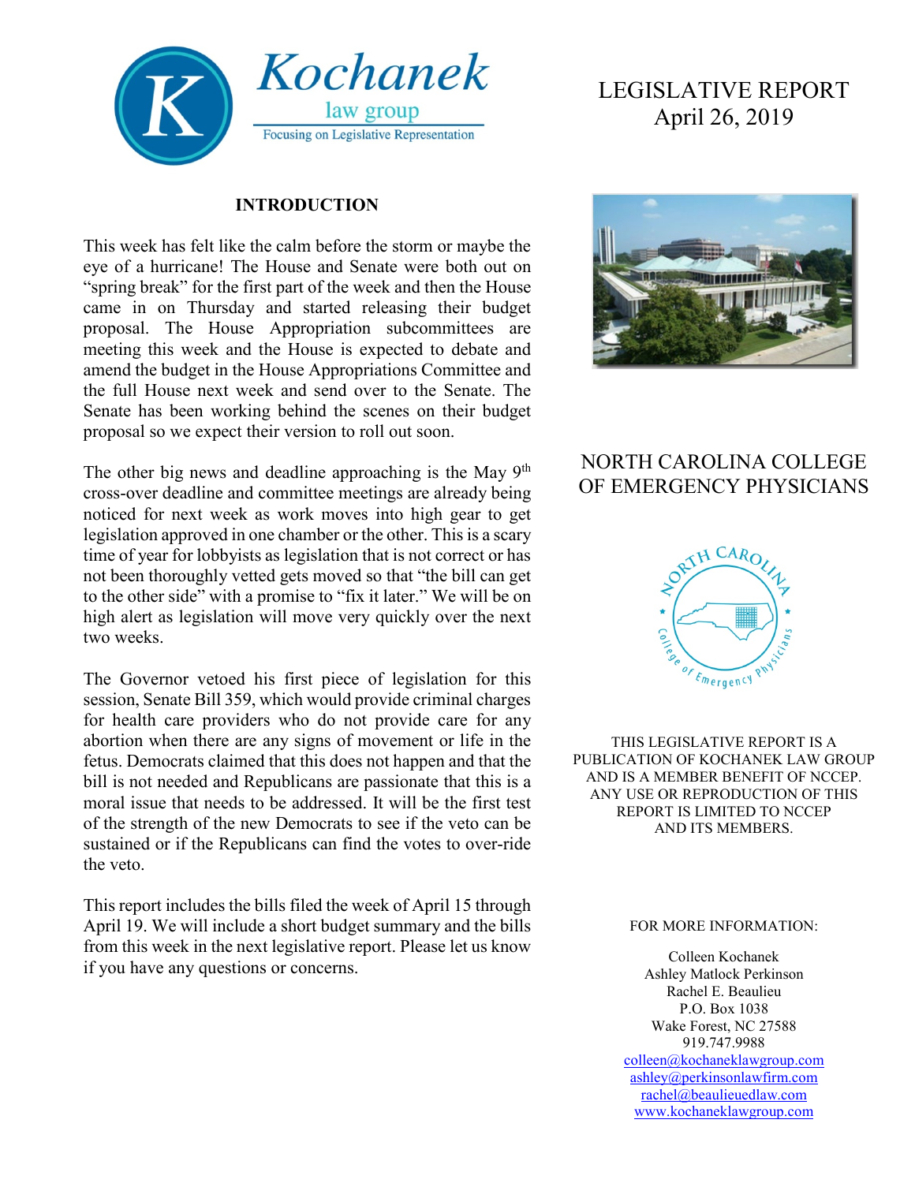Kochanek law group

Focusing on Legislative Representation

# LEGISLATIVE REPORT
April 26, 2019

## INTRODUCTION

This week has felt like the calm before the storm or maybe the eye of a hurricane! The House and Senate were both out on "spring break" for the first part of the week and then the House came in on Thursday and started releasing their budget proposal. The House Appropriation subcommittees are meeting this week and the House is expected to debate and amend the budget in the House Appropriations Committee and the full House next week and send over to the Senate. The Senate has been working behind the scenes on their budget proposal so we expect their version to roll out soon.

The other big news and deadline approaching is the May 9th cross-over deadline and committee meetings are already being noticed for next week as work moves into high gear to get legislation approved in one chamber or the other. This is a scary time of year for lobbyists as legislation that is not correct or has not been thoroughly vetted gets moved so that "the bill can get to the other side" with a promise to "fix it later." We will be on high alert as legislation will move very quickly over the next two weeks.

The Governor vetoed his first piece of legislation for this session, Senate Bill 359, which would provide criminal charges for health care providers who do not provide care for any abortion when there are any signs of movement or life in the fetus. Democrats claimed that this does not happen and that the bill is not needed and Republicans are passionate that this is a moral issue that needs to be addressed. It will be the first test of the strength of the new Democrats to see if the veto can be sustained or if the Republicans can find the votes to over-ride the veto.

This report includes the bills filed the week of April 15 through April 19. We will include a short budget summary and the bills from this week in the next legislative report. Please let us know if you have any questions or concerns.

## NORTH CAROLINA COLLEGE OF EMERGENCY PHYSICIANS

THIS LEGISLATIVE REPORT IS A PUBLICATION OF KOCHANEK LAW GROUP AND IS A MEMBER BENEFIT OF NCCEP. ANY USE OR REPRODUCTION OF THIS REPORT IS LIMITED TO NCCEP AND ITS MEMBERS.

FOR MORE INFORMATION:

Colleen Kochanek
Ashley Matlock Perkinson
Rachel E. Beaulieu
P.O. Box 1038
Wake Forest, NC 27588
919.747.9988
colleen@kochaneklawgroup.com
ashley@perkinsonlawfirm.com
rachel@beaulieuedlaw.com
www.kochaneklawgroup.com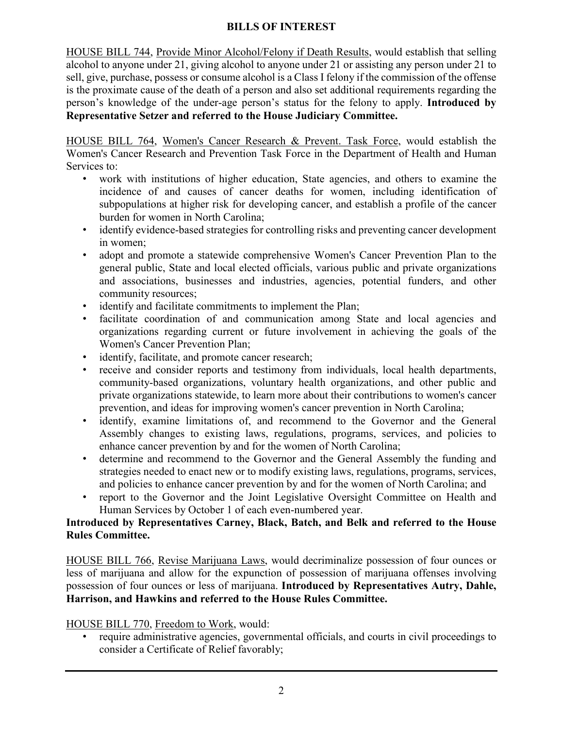## BILLS OF INTEREST

HOUSE BILL 744, Provide Minor Alcohol/Felony if Death Results, would establish that selling alcohol to anyone under 21, giving alcohol to anyone under 21 or assisting any person under 21 to sell, give, purchase, possess or consume alcohol is a Class I felony if the commission of the offense is the proximate cause of the death of a person and also set additional requirements regarding the person's knowledge of the under-age person's status for the felony to apply. **Introduced by Representative Setzer and referred to the House Judiciary Committee.**

HOUSE BILL 764, Women's Cancer Research & Prevent. Task Force, would establish the Women's Cancer Research and Prevention Task Force in the Department of Health and Human Services to:

- work with institutions of higher education, State agencies, and others to examine the incidence of and causes of cancer deaths for women, including identification of subpopulations at higher risk for developing cancer, and establish a profile of the cancer burden for women in North Carolina;
- identify evidence-based strategies for controlling risks and preventing cancer development in women;
- adopt and promote a statewide comprehensive Women's Cancer Prevention Plan to the general public, State and local elected officials, various public and private organizations and associations, businesses and industries, agencies, potential funders, and other community resources;
- identify and facilitate commitments to implement the Plan;
- facilitate coordination of and communication among State and local agencies and organizations regarding current or future involvement in achieving the goals of the Women's Cancer Prevention Plan;
- identify, facilitate, and promote cancer research;
- receive and consider reports and testimony from individuals, local health departments, community-based organizations, voluntary health organizations, and other public and private organizations statewide, to learn more about their contributions to women's cancer prevention, and ideas for improving women's cancer prevention in North Carolina;
- identify, examine limitations of, and recommend to the Governor and the General Assembly changes to existing laws, regulations, programs, services, and policies to enhance cancer prevention by and for the women of North Carolina;
- determine and recommend to the Governor and the General Assembly the funding and strategies needed to enact new or to modify existing laws, regulations, programs, services, and policies to enhance cancer prevention by and for the women of North Carolina; and
- report to the Governor and the Joint Legislative Oversight Committee on Health and Human Services by October 1 of each even-numbered year.

**Introduced by Representatives Carney, Black, Batch, and Belk and referred to the House Rules Committee.**

HOUSE BILL 766, Revise Marijuana Laws, would decriminalize possession of four ounces or less of marijuana and allow for the expunction of possession of marijuana offenses involving possession of four ounces or less of marijuana. **Introduced by Representatives Autry, Dahle, Harrison, and Hawkins and referred to the House Rules Committee.**

HOUSE BILL 770, Freedom to Work, would:

- require administrative agencies, governmental officials, and courts in civil proceedings to consider a Certificate of Relief favorably;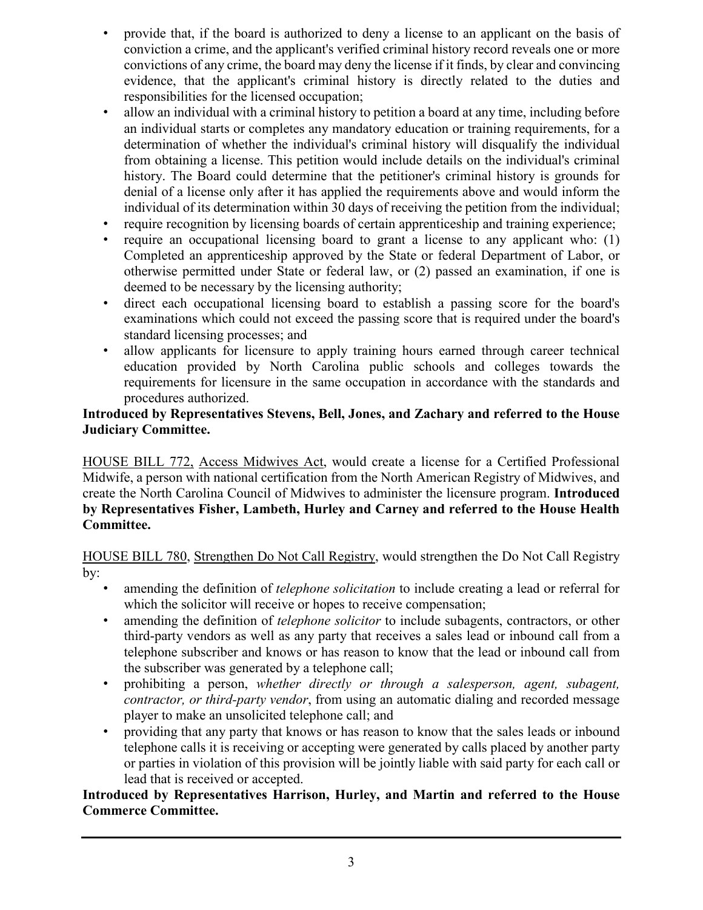- provide that, if the board is authorized to deny a license to an applicant on the basis of conviction a crime, and the applicant's verified criminal history record reveals one or more convictions of any crime, the board may deny the license if it finds, by clear and convincing evidence, that the applicant's criminal history is directly related to the duties and responsibilities for the licensed occupation;
- allow an individual with a criminal history to petition a board at any time, including before an individual starts or completes any mandatory education or training requirements, for a determination of whether the individual's criminal history will disqualify the individual from obtaining a license. This petition would include details on the individual's criminal history. The Board could determine that the petitioner's criminal history is grounds for denial of a license only after it has applied the requirements above and would inform the individual of its determination within 30 days of receiving the petition from the individual;
- require recognition by licensing boards of certain apprenticeship and training experience;
- require an occupational licensing board to grant a license to any applicant who: (1) Completed an apprenticeship approved by the State or federal Department of Labor, or otherwise permitted under State or federal law, or (2) passed an examination, if one is deemed to be necessary by the licensing authority;
- direct each occupational licensing board to establish a passing score for the board's examinations which could not exceed the passing score that is required under the board's standard licensing processes; and
- allow applicants for licensure to apply training hours earned through career technical education provided by North Carolina public schools and colleges towards the requirements for licensure in the same occupation in accordance with the standards and procedures authorized.

**Introduced by Representatives Stevens, Bell, Jones, and Zachary and referred to the House Judiciary Committee.**

HOUSE BILL 772, Access Midwives Act, would create a license for a Certified Professional Midwife, a person with national certification from the North American Registry of Midwives, and create the North Carolina Council of Midwives to administer the licensure program. **Introduced by Representatives Fisher, Lambeth, Hurley and Carney and referred to the House Health Committee.**

HOUSE BILL 780, Strengthen Do Not Call Registry, would strengthen the Do Not Call Registry by:

- amending the definition of *telephone solicitation* to include creating a lead or referral for which the solicitor will receive or hopes to receive compensation;
- amending the definition of *telephone solicitor* to include subagents, contractors, or other third-party vendors as well as any party that receives a sales lead or inbound call from a telephone subscriber and knows or has reason to know that the lead or inbound call from the subscriber was generated by a telephone call;
- prohibiting a person, *whether directly or through a salesperson, agent, subagent, contractor, or third-party vendor*, from using an automatic dialing and recorded message player to make an unsolicited telephone call; and
- providing that any party that knows or has reason to know that the sales leads or inbound telephone calls it is receiving or accepting were generated by calls placed by another party or parties in violation of this provision will be jointly liable with said party for each call or lead that is received or accepted.

**Introduced by Representatives Harrison, Hurley, and Martin and referred to the House Commerce Committee.**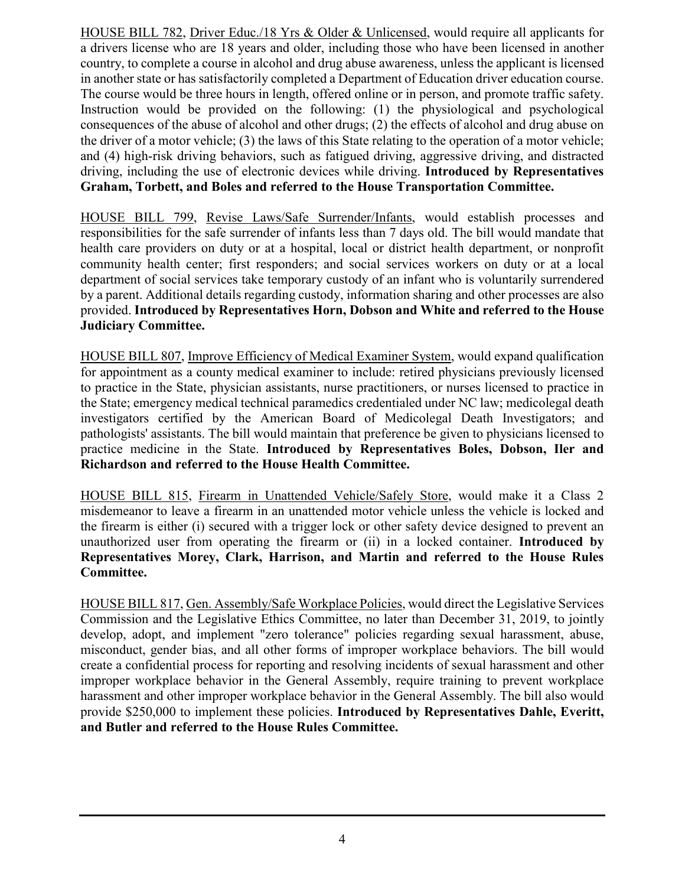<u>HOUSE BILL 782</u>, <u>Driver Educ./18 Yrs & Older & Unlicensed</u>, would require all applicants for a drivers license who are 18 years and older, including those who have been licensed in another country, to complete a course in alcohol and drug abuse awareness, unless the applicant is licensed in another state or has satisfactorily completed a Department of Education driver education course. The course would be three hours in length, offered online or in person, and promote traffic safety. Instruction would be provided on the following: (1) the physiological and psychological consequences of the abuse of alcohol and other drugs; (2) the effects of alcohol and drug abuse on the driver of a motor vehicle; (3) the laws of this State relating to the operation of a motor vehicle; and (4) high-risk driving behaviors, such as fatigued driving, aggressive driving, and distracted driving, including the use of electronic devices while driving. **Introduced by Representatives Graham, Torbett, and Boles and referred to the House Transportation Committee.**

<u>HOUSE BILL 799</u>, <u>Revise Laws/Safe Surrender/Infants</u>, would establish processes and responsibilities for the safe surrender of infants less than 7 days old. The bill would mandate that health care providers on duty or at a hospital, local or district health department, or nonprofit community health center; first responders; and social services workers on duty or at a local department of social services take temporary custody of an infant who is voluntarily surrendered by a parent. Additional details regarding custody, information sharing and other processes are also provided. **Introduced by Representatives Horn, Dobson and White and referred to the House Judiciary Committee.**

<u>HOUSE BILL 807</u>, <u>Improve Efficiency of Medical Examiner System</u>, would expand qualification for appointment as a county medical examiner to include: retired physicians previously licensed to practice in the State, physician assistants, nurse practitioners, or nurses licensed to practice in the State; emergency medical technical paramedics credentialed under NC law; medicolegal death investigators certified by the American Board of Medicolegal Death Investigators; and pathologists' assistants. The bill would maintain that preference be given to physicians licensed to practice medicine in the State. **Introduced by Representatives Boles, Dobson, Iler and Richardson and referred to the House Health Committee.**

<u>HOUSE BILL 815</u>, <u>Firearm in Unattended Vehicle/Safely Store</u>, would make it a Class 2 misdemeanor to leave a firearm in an unattended motor vehicle unless the vehicle is locked and the firearm is either (i) secured with a trigger lock or other safety device designed to prevent an unauthorized user from operating the firearm or (ii) in a locked container. **Introduced by Representatives Morey, Clark, Harrison, and Martin and referred to the House Rules Committee.**

<u>HOUSE BILL 817</u>, <u>Gen. Assembly/Safe Workplace Policies</u>, would direct the Legislative Services Commission and the Legislative Ethics Committee, no later than December 31, 2019, to jointly develop, adopt, and implement "zero tolerance" policies regarding sexual harassment, abuse, misconduct, gender bias, and all other forms of improper workplace behaviors. The bill would create a confidential process for reporting and resolving incidents of sexual harassment and other improper workplace behavior in the General Assembly, require training to prevent workplace harassment and other improper workplace behavior in the General Assembly. The bill also would provide $250,000 to implement these policies. **Introduced by Representatives Dahle, Everitt, and Butler and referred to the House Rules Committee.**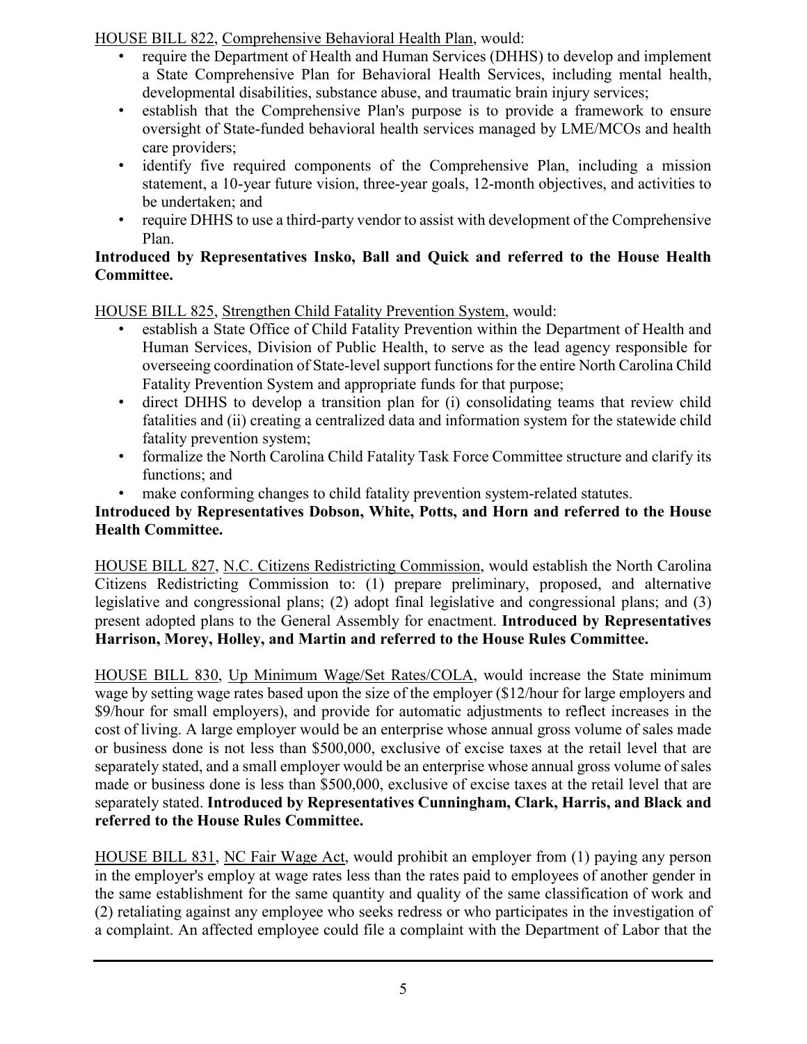HOUSE BILL 822, Comprehensive Behavioral Health Plan, would:

- require the Department of Health and Human Services (DHHS) to develop and implement a State Comprehensive Plan for Behavioral Health Services, including mental health, developmental disabilities, substance abuse, and traumatic brain injury services;
- establish that the Comprehensive Plan's purpose is to provide a framework to ensure oversight of State-funded behavioral health services managed by LME/MCOs and health care providers;
- identify five required components of the Comprehensive Plan, including a mission statement, a 10-year future vision, three-year goals, 12-month objectives, and activities to be undertaken; and
- require DHHS to use a third-party vendor to assist with development of the Comprehensive Plan.

**Introduced by Representatives Insko, Ball and Quick and referred to the House Health Committee.**

HOUSE BILL 825, Strengthen Child Fatality Prevention System, would:

- establish a State Office of Child Fatality Prevention within the Department of Health and Human Services, Division of Public Health, to serve as the lead agency responsible for overseeing coordination of State-level support functions for the entire North Carolina Child Fatality Prevention System and appropriate funds for that purpose;
- direct DHHS to develop a transition plan for (i) consolidating teams that review child fatalities and (ii) creating a centralized data and information system for the statewide child fatality prevention system;
- formalize the North Carolina Child Fatality Task Force Committee structure and clarify its functions; and
- make conforming changes to child fatality prevention system-related statutes.

**Introduced by Representatives Dobson, White, Potts, and Horn and referred to the House Health Committee.**

HOUSE BILL 827, N.C. Citizens Redistricting Commission, would establish the North Carolina Citizens Redistricting Commission to: (1) prepare preliminary, proposed, and alternative legislative and congressional plans; (2) adopt final legislative and congressional plans; and (3) present adopted plans to the General Assembly for enactment. **Introduced by Representatives Harrison, Morey, Holley, and Martin and referred to the House Rules Committee.**

HOUSE BILL 830, Up Minimum Wage/Set Rates/COLA, would increase the State minimum wage by setting wage rates based upon the size of the employer ($12/hour for large employers and $9/hour for small employers), and provide for automatic adjustments to reflect increases in the cost of living. A large employer would be an enterprise whose annual gross volume of sales made or business done is not less than $500,000, exclusive of excise taxes at the retail level that are separately stated, and a small employer would be an enterprise whose annual gross volume of sales made or business done is less than $500,000, exclusive of excise taxes at the retail level that are separately stated. **Introduced by Representatives Cunningham, Clark, Harris, and Black and referred to the House Rules Committee.**

HOUSE BILL 831, NC Fair Wage Act, would prohibit an employer from (1) paying any person in the employer's employ at wage rates less than the rates paid to employees of another gender in the same establishment for the same quantity and quality of the same classification of work and (2) retaliating against any employee who seeks redress or who participates in the investigation of a complaint. An affected employee could file a complaint with the Department of Labor that the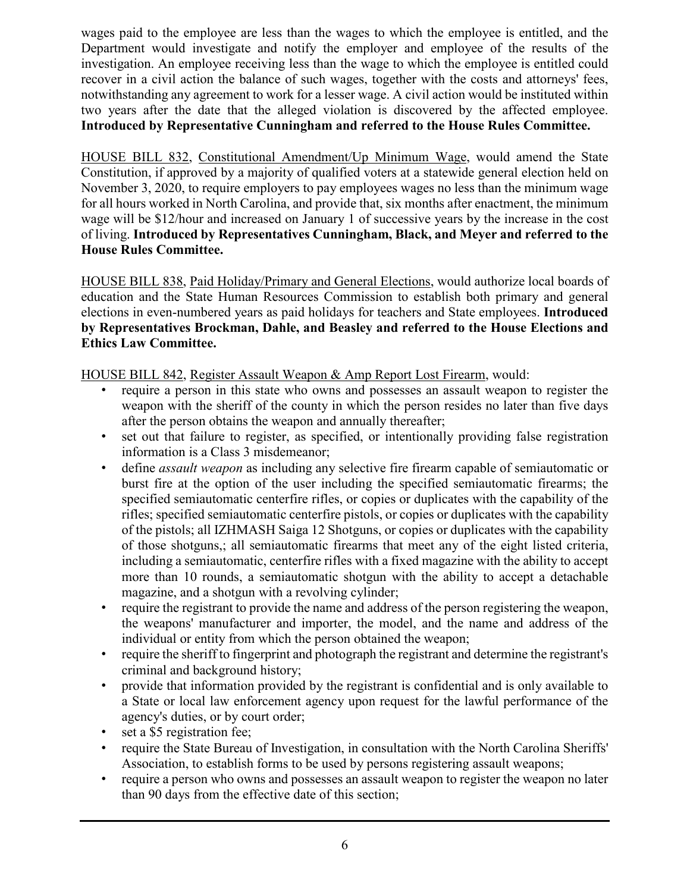wages paid to the employee are less than the wages to which the employee is entitled, and the Department would investigate and notify the employer and employee of the results of the investigation. An employee receiving less than the wage to which the employee is entitled could recover in a civil action the balance of such wages, together with the costs and attorneys' fees, notwithstanding any agreement to work for a lesser wage. A civil action would be instituted within two years after the date that the alleged violation is discovered by the affected employee. **Introduced by Representative Cunningham and referred to the House Rules Committee.**

HOUSE BILL 832, Constitutional Amendment/Up Minimum Wage, would amend the State Constitution, if approved by a majority of qualified voters at a statewide general election held on November 3, 2020, to require employers to pay employees wages no less than the minimum wage for all hours worked in North Carolina, and provide that, six months after enactment, the minimum wage will be \$12/hour and increased on January 1 of successive years by the increase in the cost of living. **Introduced by Representatives Cunningham, Black, and Meyer and referred to the House Rules Committee.**

HOUSE BILL 838, Paid Holiday/Primary and General Elections, would authorize local boards of education and the State Human Resources Commission to establish both primary and general elections in even-numbered years as paid holidays for teachers and State employees. **Introduced by Representatives Brockman, Dahle, and Beasley and referred to the House Elections and Ethics Law Committee.**

HOUSE BILL 842, Register Assault Weapon & Amp Report Lost Firearm, would:

- require a person in this state who owns and possesses an assault weapon to register the weapon with the sheriff of the county in which the person resides no later than five days after the person obtains the weapon and annually thereafter;
- set out that failure to register, as specified, or intentionally providing false registration information is a Class 3 misdemeanor;
- define *assault weapon* as including any selective fire firearm capable of semiautomatic or burst fire at the option of the user including the specified semiautomatic firearms; the specified semiautomatic centerfire rifles, or copies or duplicates with the capability of the rifles; specified semiautomatic centerfire pistols, or copies or duplicates with the capability of the pistols; all IZHMASH Saiga 12 Shotguns, or copies or duplicates with the capability of those shotguns,; all semiautomatic firearms that meet any of the eight listed criteria, including a semiautomatic, centerfire rifles with a fixed magazine with the ability to accept more than 10 rounds, a semiautomatic shotgun with the ability to accept a detachable magazine, and a shotgun with a revolving cylinder;
- require the registrant to provide the name and address of the person registering the weapon, the weapons' manufacturer and importer, the model, and the name and address of the individual or entity from which the person obtained the weapon;
- require the sheriff to fingerprint and photograph the registrant and determine the registrant's criminal and background history;
- provide that information provided by the registrant is confidential and is only available to a State or local law enforcement agency upon request for the lawful performance of the agency's duties, or by court order;
- set a \$5 registration fee;
- require the State Bureau of Investigation, in consultation with the North Carolina Sheriffs' Association, to establish forms to be used by persons registering assault weapons;
- require a person who owns and possesses an assault weapon to register the weapon no later than 90 days from the effective date of this section;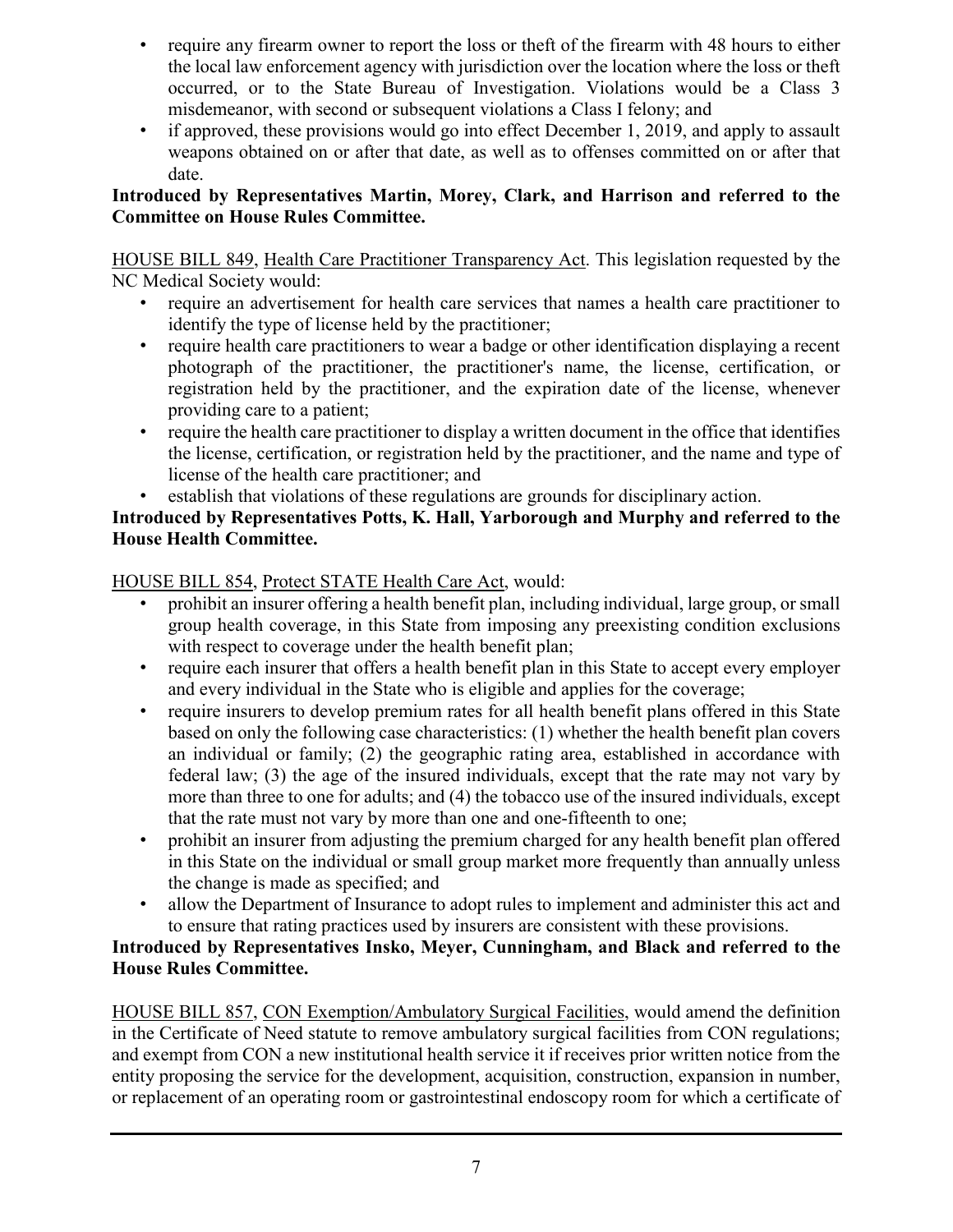- require any firearm owner to report the loss or theft of the firearm with 48 hours to either the local law enforcement agency with jurisdiction over the location where the loss or theft occurred, or to the State Bureau of Investigation. Violations would be a Class 3 misdemeanor, with second or subsequent violations a Class I felony; and
- if approved, these provisions would go into effect December 1, 2019, and apply to assault weapons obtained on or after that date, as well as to offenses committed on or after that date.

**Introduced by Representatives Martin, Morey, Clark, and Harrison and referred to the Committee on House Rules Committee.**

HOUSE BILL 849, Health Care Practitioner Transparency Act. This legislation requested by the NC Medical Society would:

- require an advertisement for health care services that names a health care practitioner to identify the type of license held by the practitioner;
- require health care practitioners to wear a badge or other identification displaying a recent photograph of the practitioner, the practitioner's name, the license, certification, or registration held by the practitioner, and the expiration date of the license, whenever providing care to a patient;
- require the health care practitioner to display a written document in the office that identifies the license, certification, or registration held by the practitioner, and the name and type of license of the health care practitioner; and
- establish that violations of these regulations are grounds for disciplinary action.

**Introduced by Representatives Potts, K. Hall, Yarborough and Murphy and referred to the House Health Committee.**

HOUSE BILL 854, Protect STATE Health Care Act, would:

- prohibit an insurer offering a health benefit plan, including individual, large group, or small group health coverage, in this State from imposing any preexisting condition exclusions with respect to coverage under the health benefit plan;
- require each insurer that offers a health benefit plan in this State to accept every employer and every individual in the State who is eligible and applies for the coverage;
- require insurers to develop premium rates for all health benefit plans offered in this State based on only the following case characteristics: (1) whether the health benefit plan covers an individual or family; (2) the geographic rating area, established in accordance with federal law; (3) the age of the insured individuals, except that the rate may not vary by more than three to one for adults; and (4) the tobacco use of the insured individuals, except that the rate must not vary by more than one and one-fifteenth to one;
- prohibit an insurer from adjusting the premium charged for any health benefit plan offered in this State on the individual or small group market more frequently than annually unless the change is made as specified; and
- allow the Department of Insurance to adopt rules to implement and administer this act and to ensure that rating practices used by insurers are consistent with these provisions.

**Introduced by Representatives Insko, Meyer, Cunningham, and Black and referred to the House Rules Committee.**

HOUSE BILL 857, CON Exemption/Ambulatory Surgical Facilities, would amend the definition in the Certificate of Need statute to remove ambulatory surgical facilities from CON regulations; and exempt from CON a new institutional health service it if receives prior written notice from the entity proposing the service for the development, acquisition, construction, expansion in number, or replacement of an operating room or gastrointestinal endoscopy room for which a certificate of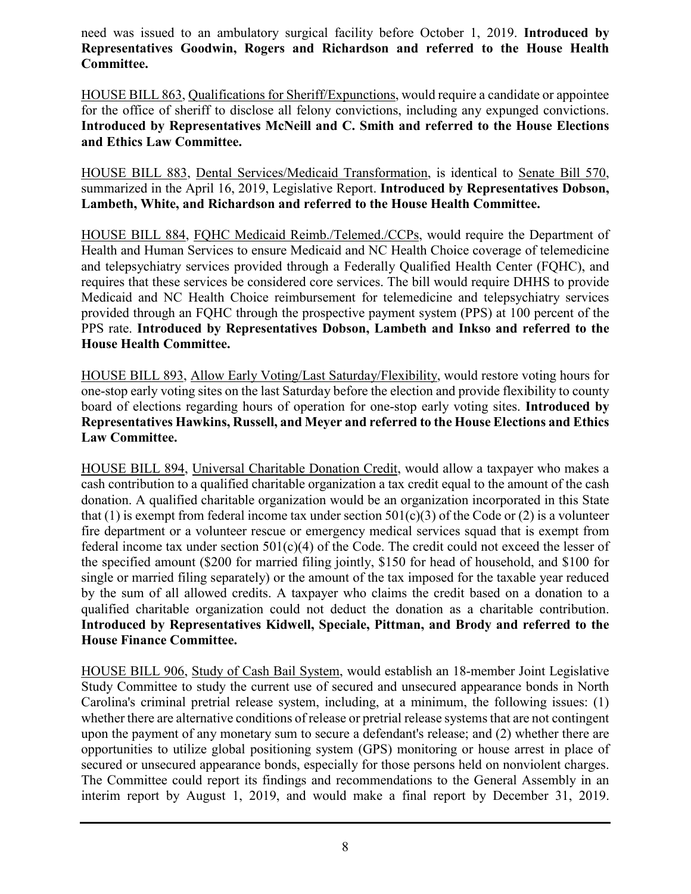need was issued to an ambulatory surgical facility before October 1, 2019. **Introduced by Representatives Goodwin, Rogers and Richardson and referred to the House Health Committee.**

HOUSE BILL 863, Qualifications for Sheriff/Expunctions, would require a candidate or appointee for the office of sheriff to disclose all felony convictions, including any expunged convictions. **Introduced by Representatives McNeill and C. Smith and referred to the House Elections and Ethics Law Committee.**

HOUSE BILL 883, Dental Services/Medicaid Transformation, is identical to Senate Bill 570, summarized in the April 16, 2019, Legislative Report. **Introduced by Representatives Dobson, Lambeth, White, and Richardson and referred to the House Health Committee.**

HOUSE BILL 884, FQHC Medicaid Reimb./Telemed./CCPs, would require the Department of Health and Human Services to ensure Medicaid and NC Health Choice coverage of telemedicine and telepsychiatry services provided through a Federally Qualified Health Center (FQHC), and requires that these services be considered core services. The bill would require DHHS to provide Medicaid and NC Health Choice reimbursement for telemedicine and telepsychiatry services provided through an FQHC through the prospective payment system (PPS) at 100 percent of the PPS rate. **Introduced by Representatives Dobson, Lambeth and Inkso and referred to the House Health Committee.**

HOUSE BILL 893, Allow Early Voting/Last Saturday/Flexibility, would restore voting hours for one-stop early voting sites on the last Saturday before the election and provide flexibility to county board of elections regarding hours of operation for one-stop early voting sites. **Introduced by Representatives Hawkins, Russell, and Meyer and referred to the House Elections and Ethics Law Committee.**

HOUSE BILL 894, Universal Charitable Donation Credit, would allow a taxpayer who makes a cash contribution to a qualified charitable organization a tax credit equal to the amount of the cash donation. A qualified charitable organization would be an organization incorporated in this State that (1) is exempt from federal income tax under section 501(c)(3) of the Code or (2) is a volunteer fire department or a volunteer rescue or emergency medical services squad that is exempt from federal income tax under section 501(c)(4) of the Code. The credit could not exceed the lesser of the specified amount ($200 for married filing jointly, $150 for head of household, and $100 for single or married filing separately) or the amount of the tax imposed for the taxable year reduced by the sum of all allowed credits. A taxpayer who claims the credit based on a donation to a qualified charitable organization could not deduct the donation as a charitable contribution. **Introduced by Representatives Kidwell, Speciale, Pittman, and Brody and referred to the House Finance Committee.**

HOUSE BILL 906, Study of Cash Bail System, would establish an 18-member Joint Legislative Study Committee to study the current use of secured and unsecured appearance bonds in North Carolina's criminal pretrial release system, including, at a minimum, the following issues: (1) whether there are alternative conditions of release or pretrial release systems that are not contingent upon the payment of any monetary sum to secure a defendant's release; and (2) whether there are opportunities to utilize global positioning system (GPS) monitoring or house arrest in place of secured or unsecured appearance bonds, especially for those persons held on nonviolent charges. The Committee could report its findings and recommendations to the General Assembly in an interim report by August 1, 2019, and would make a final report by December 31, 2019.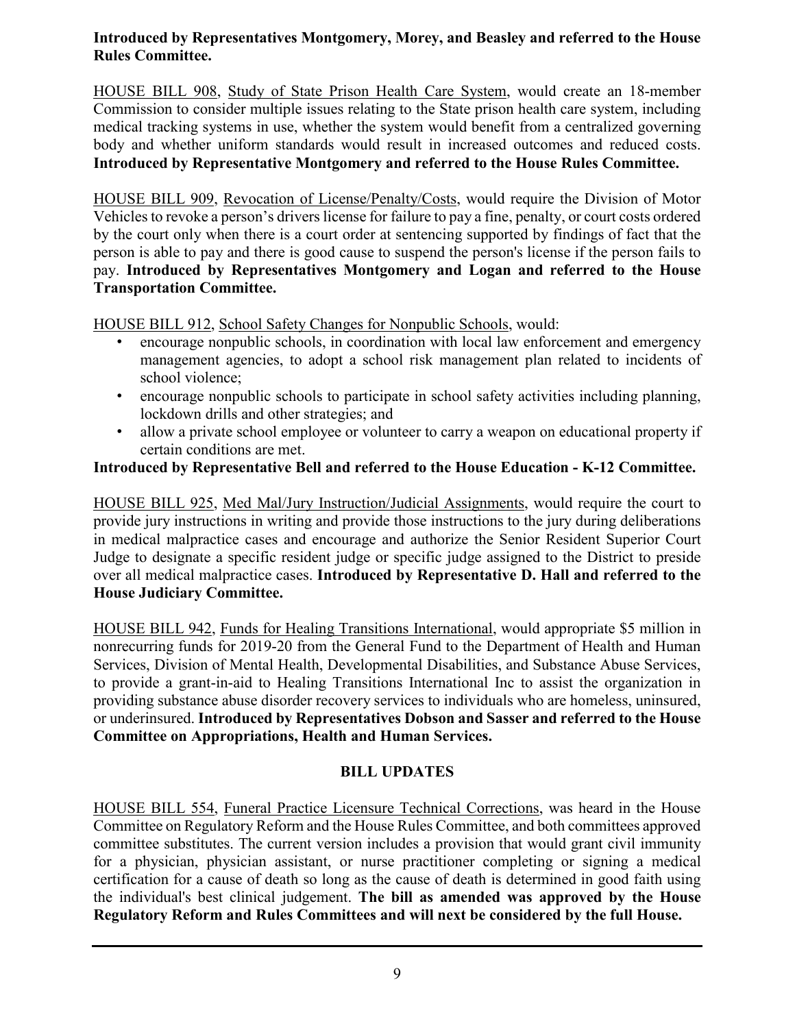**Introduced by Representatives Montgomery, Morey, and Beasley and referred to the House Rules Committee.**

HOUSE BILL 908, Study of State Prison Health Care System, would create an 18-member Commission to consider multiple issues relating to the State prison health care system, including medical tracking systems in use, whether the system would benefit from a centralized governing body and whether uniform standards would result in increased outcomes and reduced costs. **Introduced by Representative Montgomery and referred to the House Rules Committee.**

HOUSE BILL 909, Revocation of License/Penalty/Costs, would require the Division of Motor Vehicles to revoke a person's drivers license for failure to pay a fine, penalty, or court costs ordered by the court only when there is a court order at sentencing supported by findings of fact that the person is able to pay and there is good cause to suspend the person's license if the person fails to pay. **Introduced by Representatives Montgomery and Logan and referred to the House Transportation Committee.**

HOUSE BILL 912, School Safety Changes for Nonpublic Schools, would:

- encourage nonpublic schools, in coordination with local law enforcement and emergency management agencies, to adopt a school risk management plan related to incidents of school violence;
- encourage nonpublic schools to participate in school safety activities including planning, lockdown drills and other strategies; and
- allow a private school employee or volunteer to carry a weapon on educational property if certain conditions are met.

**Introduced by Representative Bell and referred to the House Education - K-12 Committee.**

HOUSE BILL 925, Med Mal/Jury Instruction/Judicial Assignments, would require the court to provide jury instructions in writing and provide those instructions to the jury during deliberations in medical malpractice cases and encourage and authorize the Senior Resident Superior Court Judge to designate a specific resident judge or specific judge assigned to the District to preside over all medical malpractice cases. **Introduced by Representative D. Hall and referred to the House Judiciary Committee.**

HOUSE BILL 942, Funds for Healing Transitions International, would appropriate $5 million in nonrecurring funds for 2019-20 from the General Fund to the Department of Health and Human Services, Division of Mental Health, Developmental Disabilities, and Substance Abuse Services, to provide a grant-in-aid to Healing Transitions International Inc to assist the organization in providing substance abuse disorder recovery services to individuals who are homeless, uninsured, or underinsured. **Introduced by Representatives Dobson and Sasser and referred to the House Committee on Appropriations, Health and Human Services.**

## BILL UPDATES

HOUSE BILL 554, Funeral Practice Licensure Technical Corrections, was heard in the House Committee on Regulatory Reform and the House Rules Committee, and both committees approved committee substitutes. The current version includes a provision that would grant civil immunity for a physician, physician assistant, or nurse practitioner completing or signing a medical certification for a cause of death so long as the cause of death is determined in good faith using the individual's best clinical judgement. **The bill as amended was approved by the House Regulatory Reform and Rules Committees and will next be considered by the full House.**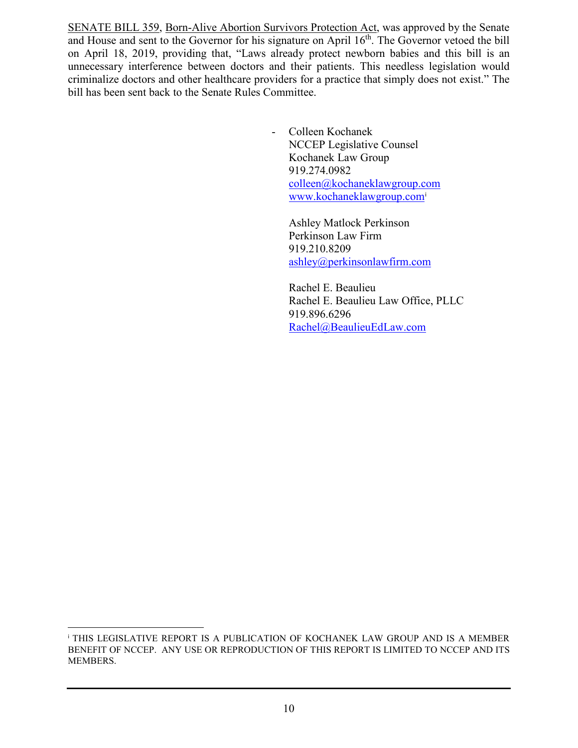SENATE BILL 359, Born-Alive Abortion Survivors Protection Act, was approved by the Senate and House and sent to the Governor for his signature on April 16th. The Governor vetoed the bill on April 18, 2019, providing that, "Laws already protect newborn babies and this bill is an unnecessary interference between doctors and their patients. This needless legislation would criminalize doctors and other healthcare providers for a practice that simply does not exist." The bill has been sent back to the Senate Rules Committee.

\- Colleen Kochanek
NCCEP Legislative Counsel
Kochanek Law Group
919.274.0982
colleen@kochaneklawgroup.com
www.kochaneklawgroup.com[i]

Ashley Matlock Perkinson
Perkinson Law Firm
919.210.8209
ashley@perkinsonlawfirm.com

Rachel E. Beaulieu
Rachel E. Beaulieu Law Office, PLLC
919.896.6296
Rachel@BeaulieuEdLaw.com

---

[i] THIS LEGISLATIVE REPORT IS A PUBLICATION OF KOCHANEK LAW GROUP AND IS A MEMBER BENEFIT OF NCCEP. ANY USE OR REPRODUCTION OF THIS REPORT IS LIMITED TO NCCEP AND ITS MEMBERS.